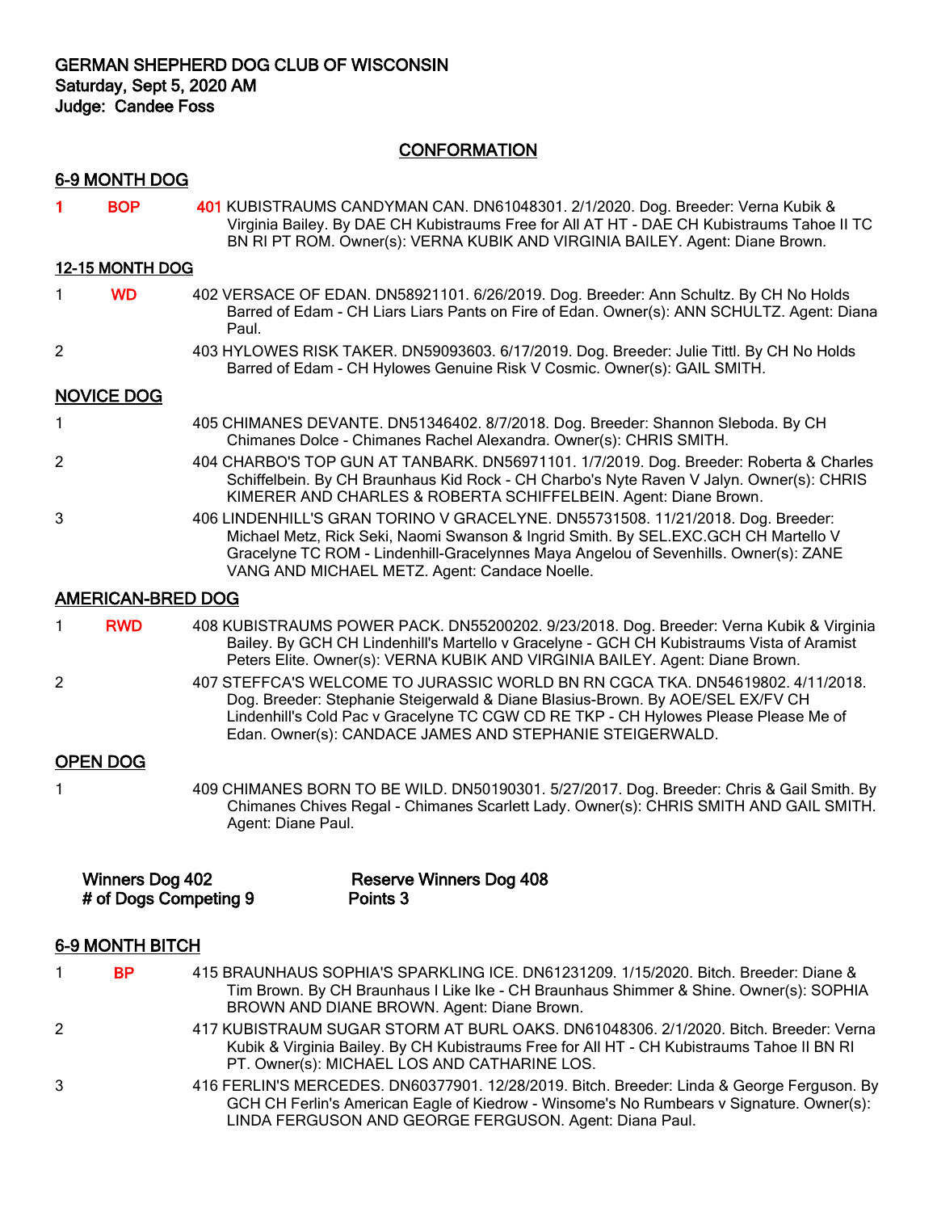**GERMAN SHEPHERD DOG CLUB OF WISCONSIN**
**Saturday, Sept 5, 2020 AM**
**Judge: Candee Foss**

## CONFORMATION

### 6-9 MONTH DOG

1 **BOP** 401 KUBISTRAUMS CANDYMAN CAN. DN61048301. 2/1/2020. Dog. Breeder: Verna Kubik & Virginia Bailey. By DAE CH Kubistraums Free for All AT HT - DAE CH Kubistraums Tahoe II TC BN RI PT ROM. Owner(s): VERNA KUBIK AND VIRGINIA BAILEY. Agent: Diane Brown.

### 12-15 MONTH DOG

1 **WD** 402 VERSACE OF EDAN. DN58921101. 6/26/2019. Dog. Breeder: Ann Schultz. By CH No Holds Barred of Edam - CH Liars Liars Pants on Fire of Edan. Owner(s): ANN SCHULTZ. Agent: Diana Paul.

2 403 HYLOWES RISK TAKER. DN59093603. 6/17/2019. Dog. Breeder: Julie Tittl. By CH No Holds Barred of Edam - CH Hylowes Genuine Risk V Cosmic. Owner(s): GAIL SMITH.

### NOVICE DOG

1 405 CHIMANES DEVANTE. DN51346402. 8/7/2018. Dog. Breeder: Shannon Sleboda. By CH Chimanes Dolce - Chimanes Rachel Alexandra. Owner(s): CHRIS SMITH.

2 404 CHARBO'S TOP GUN AT TANBARK. DN56971101. 1/7/2019. Dog. Breeder: Roberta & Charles Schiffelbein. By CH Braunhaus Kid Rock - CH Charbo's Nyte Raven V Jalyn. Owner(s): CHRIS KIMERER AND CHARLES & ROBERTA SCHIFFELBEIN. Agent: Diane Brown.

3 406 LINDENHILL'S GRAN TORINO V GRACELYNE. DN55731508. 11/21/2018. Dog. Breeder: Michael Metz, Rick Seki, Naomi Swanson & Ingrid Smith. By SEL.EXC.GCH CH Martello V Gracelyne TC ROM - Lindenhill-Gracelynnes Maya Angelou of Sevenhills. Owner(s): ZANE VANG AND MICHAEL METZ. Agent: Candace Noelle.

### AMERICAN-BRED DOG

1 **RWD** 408 KUBISTRAUMS POWER PACK. DN55200202. 9/23/2018. Dog. Breeder: Verna Kubik & Virginia Bailey. By GCH CH Lindenhill's Martello v Gracelyne - GCH CH Kubistraums Vista of Aramist Peters Elite. Owner(s): VERNA KUBIK AND VIRGINIA BAILEY. Agent: Diane Brown.

2 407 STEFFCA'S WELCOME TO JURASSIC WORLD BN RN CGCA TKA. DN54619802. 4/11/2018. Dog. Breeder: Stephanie Steigerwald & Diane Blasius-Brown. By AOE/SEL EX/FV CH Lindenhill's Cold Pac v Gracelyne TC CGW CD RE TKP - CH Hylowes Please Please Me of Edan. Owner(s): CANDACE JAMES AND STEPHANIE STEIGERWALD.

### OPEN DOG

1 409 CHIMANES BORN TO BE WILD. DN50190301. 5/27/2017. Dog. Breeder: Chris & Gail Smith. By Chimanes Chives Regal - Chimanes Scarlett Lady. Owner(s): CHRIS SMITH AND GAIL SMITH. Agent: Diane Paul.

**Winners Dog 402** | **Reserve Winners Dog 408**
**# of Dogs Competing 9** | **Points 3**

### 6-9 MONTH BITCH

1 **BP** 415 BRAUNHAUS SOPHIA'S SPARKLING ICE. DN61231209. 1/15/2020. Bitch. Breeder: Diane & Tim Brown. By CH Braunhaus I Like Ike - CH Braunhaus Shimmer & Shine. Owner(s): SOPHIA BROWN AND DIANE BROWN. Agent: Diane Brown.

2 417 KUBISTRAUM SUGAR STORM AT BURL OAKS. DN61048306. 2/1/2020. Bitch. Breeder: Verna Kubik & Virginia Bailey. By CH Kubistraums Free for All HT - CH Kubistraums Tahoe II BN RI PT. Owner(s): MICHAEL LOS AND CATHARINE LOS.

3 416 FERLIN'S MERCEDES. DN60377901. 12/28/2019. Bitch. Breeder: Linda & George Ferguson. By GCH CH Ferlin's American Eagle of Kiedrow - Winsome's No Rumbears v Signature. Owner(s): LINDA FERGUSON AND GEORGE FERGUSON. Agent: Diana Paul.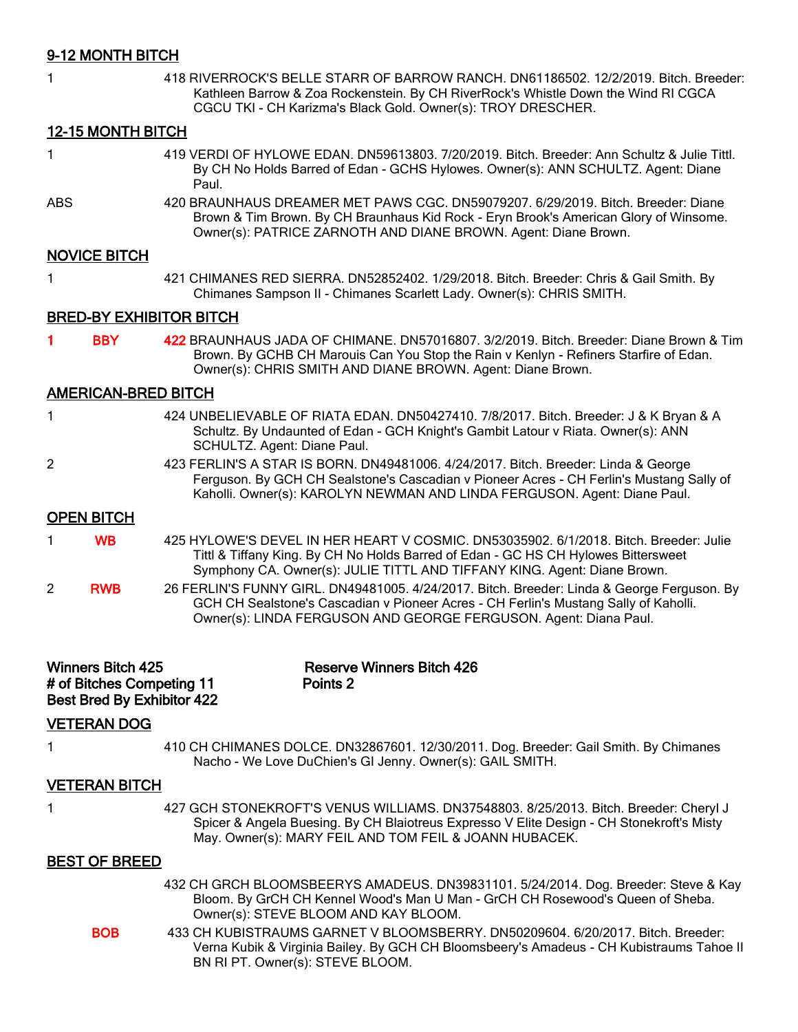## 9-12 MONTH BITCH

1 418 RIVERROCK'S BELLE STARR OF BARROW RANCH. DN61186502. 12/2/2019. Bitch. Breeder: Kathleen Barrow & Zoa Rockenstein. By CH RiverRock's Whistle Down the Wind RI CGCA CGCU TKI - CH Karizma's Black Gold. Owner(s): TROY DRESCHER.

## 12-15 MONTH BITCH

1 419 VERDI OF HYLOWE EDAN. DN59613803. 7/20/2019. Bitch. Breeder: Ann Schultz & Julie Tittl. By CH No Holds Barred of Edan - GCHS Hylowes. Owner(s): ANN SCHULTZ. Agent: Diane Paul.

ABS 420 BRAUNHAUS DREAMER MET PAWS CGC. DN59079207. 6/29/2019. Bitch. Breeder: Diane Brown & Tim Brown. By CH Braunhaus Kid Rock - Eryn Brook's American Glory of Winsome. Owner(s): PATRICE ZARNOTH AND DIANE BROWN. Agent: Diane Brown.

## NOVICE BITCH

1 421 CHIMANES RED SIERRA. DN52852402. 1/29/2018. Bitch. Breeder: Chris & Gail Smith. By Chimanes Sampson II - Chimanes Scarlett Lady. Owner(s): CHRIS SMITH.

## BRED-BY EXHIBITOR BITCH

1 BBY 422 BRAUNHAUS JADA OF CHIMANE. DN57016807. 3/2/2019. Bitch. Breeder: Diane Brown & Tim Brown. By GCHB CH Marouis Can You Stop the Rain v Kenlyn - Refiners Starfire of Edan. Owner(s): CHRIS SMITH AND DIANE BROWN. Agent: Diane Brown.

## AMERICAN-BRED BITCH

1 424 UNBELIEVABLE OF RIATA EDAN. DN50427410. 7/8/2017. Bitch. Breeder: J & K Bryan & A Schultz. By Undaunted of Edan - GCH Knight's Gambit Latour v Riata. Owner(s): ANN SCHULTZ. Agent: Diane Paul.

2 423 FERLIN'S A STAR IS BORN. DN49481006. 4/24/2017. Bitch. Breeder: Linda & George Ferguson. By GCH CH Sealstone's Cascadian v Pioneer Acres - CH Ferlin's Mustang Sally of Kaholli. Owner(s): KAROLYN NEWMAN AND LINDA FERGUSON. Agent: Diane Paul.

## OPEN BITCH

1 WB 425 HYLOWE'S DEVEL IN HER HEART V COSMIC. DN53035902. 6/1/2018. Bitch. Breeder: Julie Tittl & Tiffany King. By CH No Holds Barred of Edan - GC HS CH Hylowes Bittersweet Symphony CA. Owner(s): JULIE TITTL AND TIFFANY KING. Agent: Diane Brown.

2 RWB 26 FERLIN'S FUNNY GIRL. DN49481005. 4/24/2017. Bitch. Breeder: Linda & George Ferguson. By GCH CH Sealstone's Cascadian v Pioneer Acres - CH Ferlin's Mustang Sally of Kaholli. Owner(s): LINDA FERGUSON AND GEORGE FERGUSON. Agent: Diana Paul.

**Winners Bitch 425** **Reserve Winners Bitch 426**
**# of Bitches Competing 11** **Points 2**
**Best Bred By Exhibitor 422**

## VETERAN DOG

1 410 CH CHIMANES DOLCE. DN32867601. 12/30/2011. Dog. Breeder: Gail Smith. By Chimanes Nacho - We Love DuChien's GI Jenny. Owner(s): GAIL SMITH.

## VETERAN BITCH

1 427 GCH STONEKROFT'S VENUS WILLIAMS. DN37548803. 8/25/2013. Bitch. Breeder: Cheryl J Spicer & Angela Buesing. By CH Blaiotreus Expresso V Elite Design - CH Stonekroft's Misty May. Owner(s): MARY FEIL AND TOM FEIL & JOANN HUBACEK.

## BEST OF BREED

432 CH GRCH BLOOMSBEERYS AMADEUS. DN39831101. 5/24/2014. Dog. Breeder: Steve & Kay Bloom. By GrCH CH Kennel Wood's Man U Man - GrCH CH Rosewood's Queen of Sheba. Owner(s): STEVE BLOOM AND KAY BLOOM.

BOB 433 CH KUBISTRAUMS GARNET V BLOOMSBERRY. DN50209604. 6/20/2017. Bitch. Breeder: Verna Kubik & Virginia Bailey. By GCH CH Bloomsbeery's Amadeus - CH Kubistraums Tahoe II BN RI PT. Owner(s): STEVE BLOOM.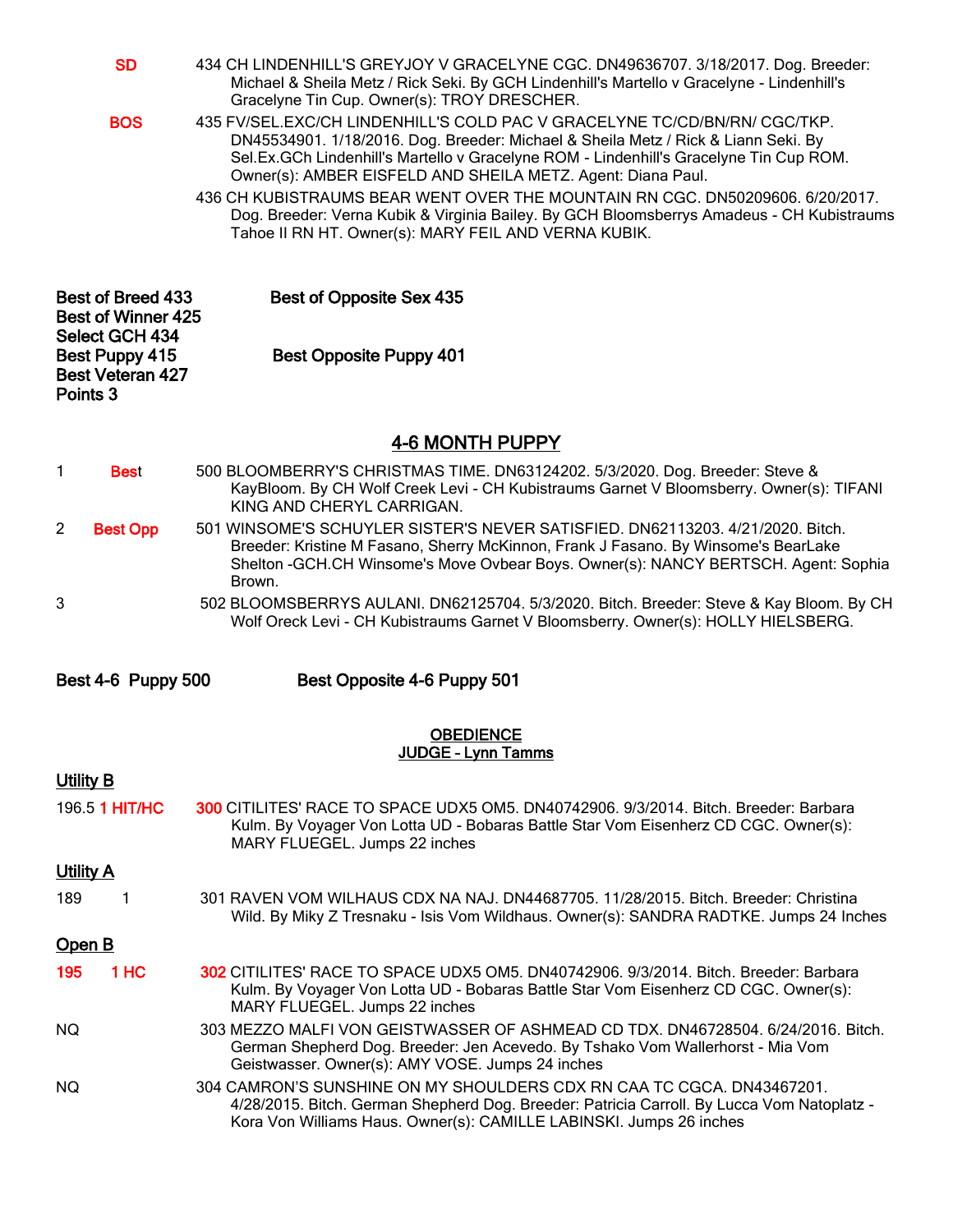SD 434 CH LINDENHILL'S GREYJOY V GRACELYNE CGC. DN49636707. 3/18/2017. Dog. Breeder: Michael & Sheila Metz / Rick Seki. By GCH Lindenhill's Martello v Gracelyne - Lindenhill's Gracelyne Tin Cup. Owner(s): TROY DRESCHER.

BOS 435 FV/SEL.EXC/CH LINDENHILL'S COLD PAC V GRACELYNE TC/CD/BN/RN/ CGC/TKP. DN45534901. 1/18/2016. Dog. Breeder: Michael & Sheila Metz / Rick & Liann Seki. By Sel.Ex.GCh Lindenhill's Martello v Gracelyne ROM - Lindenhill's Gracelyne Tin Cup ROM. Owner(s): AMBER EISFELD AND SHEILA METZ. Agent: Diana Paul.

436 CH KUBISTRAUMS BEAR WENT OVER THE MOUNTAIN RN CGC. DN50209606. 6/20/2017. Dog. Breeder: Verna Kubik & Virginia Bailey. By GCH Bloomsberrys Amadeus - CH Kubistraums Tahoe II RN HT. Owner(s): MARY FEIL AND VERNA KUBIK.

**Best of Breed 433** **Best of Opposite Sex 435**
**Best of Winner 425**
**Select GCH 434**
**Best Puppy 415** **Best Opposite Puppy 401**
**Best Veteran 427**
**Points 3**

## 4-6 MONTH PUPPY

1 Best 500 BLOOMBERRY'S CHRISTMAS TIME. DN63124202. 5/3/2020. Dog. Breeder: Steve & KayBloom. By CH Wolf Creek Levi - CH Kubistraums Garnet V Bloomsberry. Owner(s): TIFANI KING AND CHERYL CARRIGAN.

2 Best Opp 501 WINSOME'S SCHUYLER SISTER'S NEVER SATISFIED. DN62113203. 4/21/2020. Bitch. Breeder: Kristine M Fasano, Sherry McKinnon, Frank J Fasano. By Winsome's BearLake Shelton -GCH.CH Winsome's Move Ovbear Boys. Owner(s): NANCY BERTSCH. Agent: Sophia Brown.

3 502 BLOOMSBERRYS AULANI. DN62125704. 5/3/2020. Bitch. Breeder: Steve & Kay Bloom. By CH Wolf Oreck Levi - CH Kubistraums Garnet V Bloomsberry. Owner(s): HOLLY HIELSBERG.

**Best 4-6 Puppy 500** **Best Opposite 4-6 Puppy 501**

## OBEDIENCE
### JUDGE – Lynn Tamms

### Utility B

196.5 1 HIT/HC 300 CITILITES' RACE TO SPACE UDX5 OM5. DN40742906. 9/3/2014. Bitch. Breeder: Barbara Kulm. By Voyager Von Lotta UD - Bobaras Battle Star Vom Eisenherz CD CGC. Owner(s): MARY FLUEGEL. Jumps 22 inches

### Utility A

189 1 301 RAVEN VOM WILHAUS CDX NA NAJ. DN44687705. 11/28/2015. Bitch. Breeder: Christina Wild. By Miky Z Tresnaku - Isis Vom Wildhaus. Owner(s): SANDRA RADTKE. Jumps 24 Inches

### Open B

195 1 HC 302 CITILITES' RACE TO SPACE UDX5 OM5. DN40742906. 9/3/2014. Bitch. Breeder: Barbara Kulm. By Voyager Von Lotta UD - Bobaras Battle Star Vom Eisenherz CD CGC. Owner(s): MARY FLUEGEL. Jumps 22 inches

NQ 303 MEZZO MALFI VON GEISTWASSER OF ASHMEAD CD TDX. DN46728504. 6/24/2016. Bitch. German Shepherd Dog. Breeder: Jen Acevedo. By Tshako Vom Wallerhorst - Mia Vom Geistwasser. Owner(s): AMY VOSE. Jumps 24 inches

NQ 304 CAMRON'S SUNSHINE ON MY SHOULDERS CDX RN CAA TC CGCA. DN43467201. 4/28/2015. Bitch. German Shepherd Dog. Breeder: Patricia Carroll. By Lucca Vom Natoplatz - Kora Von Williams Haus. Owner(s): CAMILLE LABINSKI. Jumps 26 inches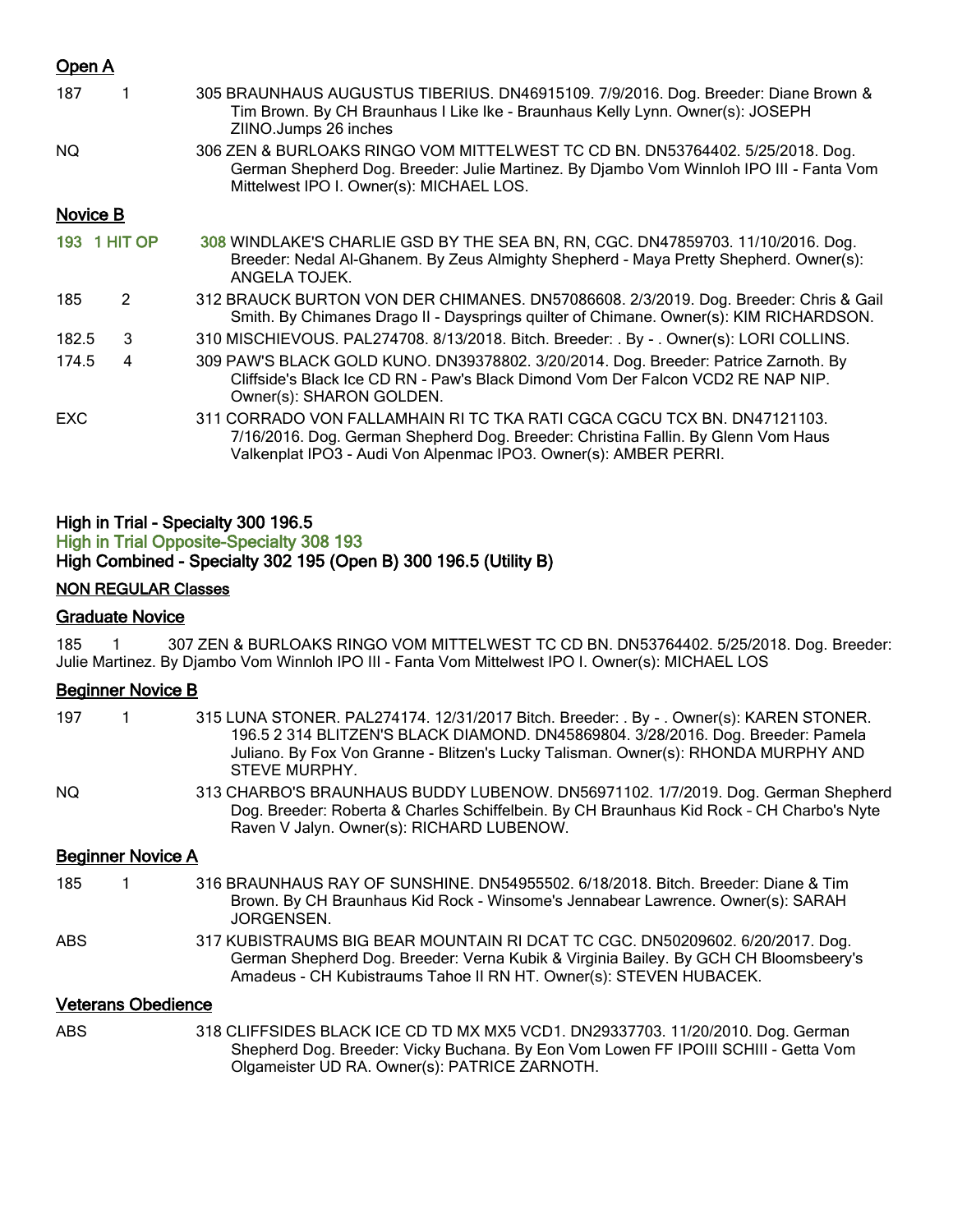## Open A

| | | |
|---|---|---|
| 187 | 1 | 305 BRAUNHAUS AUGUSTUS TIBERIUS. DN46915109. 7/9/2016. Dog. Breeder: Diane Brown & Tim Brown. By CH Braunhaus I Like Ike - Braunhaus Kelly Lynn. Owner(s): JOSEPH ZIINO.Jumps 26 inches |
| NQ | | 306 ZEN & BURLOAKS RINGO VOM MITTELWEST TC CD BN. DN53764402. 5/25/2018. Dog. German Shepherd Dog. Breeder: Julie Martinez. By Djambo Vom Winnloh IPO III - Fanta Vom Mittelwest IPO I. Owner(s): MICHAEL LOS. |

## Novice B

| | | |
|---|---|---|
| 193 | 1 HIT OP | 308 WINDLAKE'S CHARLIE GSD BY THE SEA BN, RN, CGC. DN47859703. 11/10/2016. Dog. Breeder: Nedal Al-Ghanem. By Zeus Almighty Shepherd - Maya Pretty Shepherd. Owner(s): ANGELA TOJEK. |
| 185 | 2 | 312 BRAUCK BURTON VON DER CHIMANES. DN57086608. 2/3/2019. Dog. Breeder: Chris & Gail Smith. By Chimanes Drago II - Daysprings quilter of Chimane. Owner(s): KIM RICHARDSON. |
| 182.5 | 3 | 310 MISCHIEVOUS. PAL274708. 8/13/2018. Bitch. Breeder: . By - . Owner(s): LORI COLLINS. |
| 174.5 | 4 | 309 PAW'S BLACK GOLD KUNO. DN39378802. 3/20/2014. Dog. Breeder: Patrice Zarnoth. By Cliffside's Black Ice CD RN - Paw's Black Dimond Vom Der Falcon VCD2 RE NAP NIP. Owner(s): SHARON GOLDEN. |
| EXC | | 311 CORRADO VON FALLAMHAIN RI TC TKA RATI CGCA CGCU TCX BN. DN47121103. 7/16/2016. Dog. German Shepherd Dog. Breeder: Christina Fallin. By Glenn Vom Haus Valkenplat IPO3 - Audi Von Alpenmac IPO3. Owner(s): AMBER PERRI. |

High in Trial - Specialty 300 196.5

High in Trial Opposite-Specialty 308 193

High Combined - Specialty 302 195 (Open B) 300 196.5 (Utility B)

## NON REGULAR Classes

## Graduate Novice

185 1 307 ZEN & BURLOAKS RINGO VOM MITTELWEST TC CD BN. DN53764402. 5/25/2018. Dog. Breeder: Julie Martinez. By Djambo Vom Winnloh IPO III - Fanta Vom Mittelwest IPO I. Owner(s): MICHAEL LOS

## Beginner Novice B

| | | |
|---|---|---|
| 197 | 1 | 315 LUNA STONER. PAL274174. 12/31/2017 Bitch. Breeder: . By - . Owner(s): KAREN STONER. 196.5 2 314 BLITZEN'S BLACK DIAMOND. DN45869804. 3/28/2016. Dog. Breeder: Pamela Juliano. By Fox Von Granne - Blitzen's Lucky Talisman. Owner(s): RHONDA MURPHY AND STEVE MURPHY. |
| NQ | | 313 CHARBO'S BRAUNHAUS BUDDY LUBENOW. DN56971102. 1/7/2019. Dog. German Shepherd Dog. Breeder: Roberta & Charles Schiffelbein. By CH Braunhaus Kid Rock – CH Charbo's Nyte Raven V Jalyn. Owner(s): RICHARD LUBENOW. |

## Beginner Novice A

| | | |
|---|---|---|
| 185 | 1 | 316 BRAUNHAUS RAY OF SUNSHINE. DN54955502. 6/18/2018. Bitch. Breeder: Diane & Tim Brown. By CH Braunhaus Kid Rock - Winsome's Jennabear Lawrence. Owner(s): SARAH JORGENSEN. |
| ABS | | 317 KUBISTRAUMS BIG BEAR MOUNTAIN RI DCAT TC CGC. DN50209602. 6/20/2017. Dog. German Shepherd Dog. Breeder: Verna Kubik & Virginia Bailey. By GCH CH Bloomsbeery's Amadeus - CH Kubistraums Tahoe II RN HT. Owner(s): STEVEN HUBACEK. |

## Veterans Obedience

| | | |
|---|---|---|
| ABS | | 318 CLIFFSIDES BLACK ICE CD TD MX MX5 VCD1. DN29337703. 11/20/2010. Dog. German Shepherd Dog. Breeder: Vicky Buchana. By Eon Vom Lowen FF IPOIII SCHIII - Getta Vom Olgameister UD RA. Owner(s): PATRICE ZARNOTH. |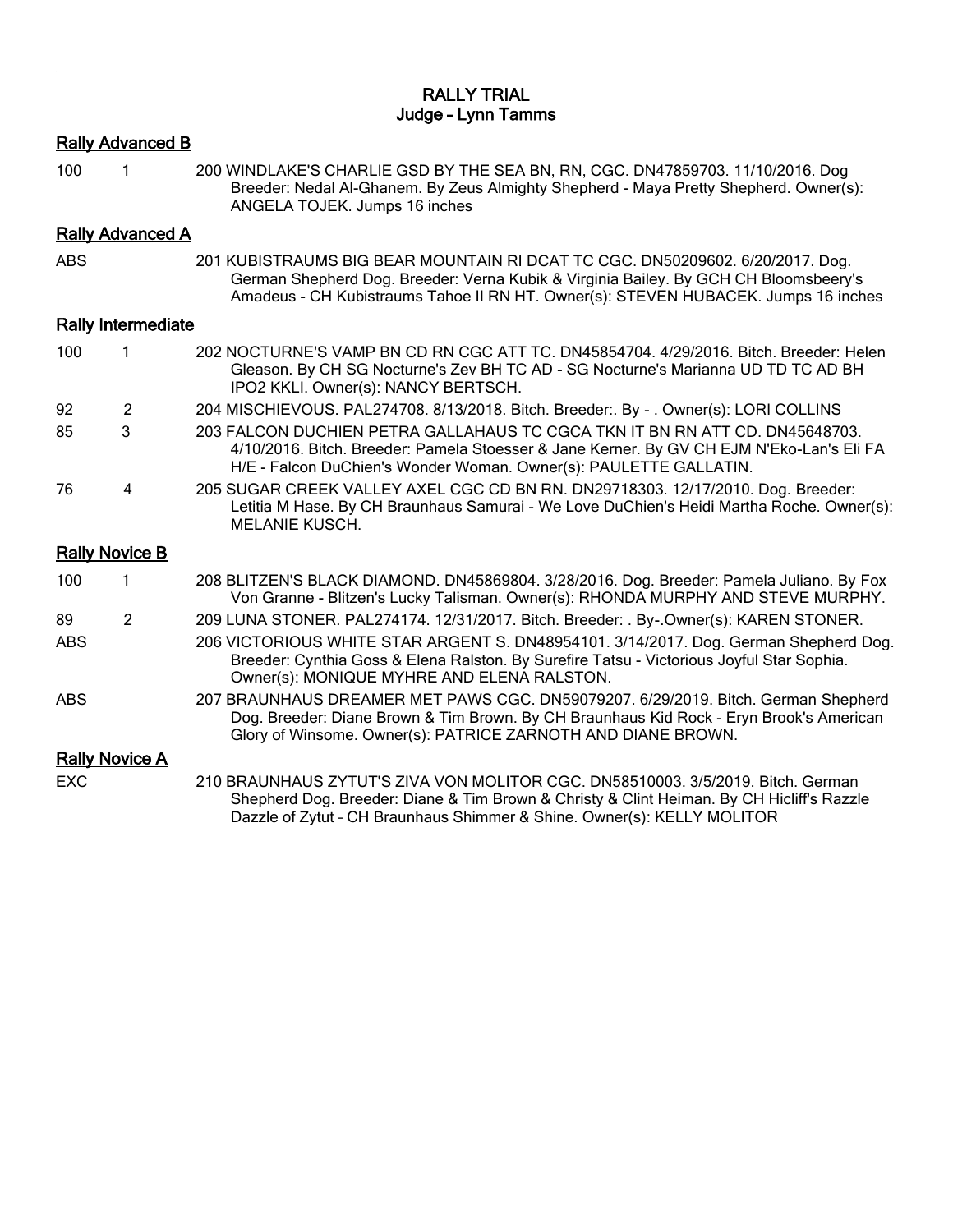# RALLY TRIAL
## Judge – Lynn Tamms

### Rally Advanced B

| | | |
|---|---|---|
| 100 | 1 | 200 WINDLAKE'S CHARLIE GSD BY THE SEA BN, RN, CGC. DN47859703. 11/10/2016. Dog Breeder: Nedal Al-Ghanem. By Zeus Almighty Shepherd - Maya Pretty Shepherd. Owner(s): ANGELA TOJEK. Jumps 16 inches |

### Rally Advanced A

| | | |
|---|---|---|
| ABS | | 201 KUBISTRAUMS BIG BEAR MOUNTAIN RI DCAT TC CGC. DN50209602. 6/20/2017. Dog. German Shepherd Dog. Breeder: Verna Kubik & Virginia Bailey. By GCH CH Bloomsbeery's Amadeus - CH Kubistraums Tahoe II RN HT. Owner(s): STEVEN HUBACEK. Jumps 16 inches |

### Rally Intermediate

| | | |
|---|---|---|
| 100 | 1 | 202 NOCTURNE'S VAMP BN CD RN CGC ATT TC. DN45854704. 4/29/2016. Bitch. Breeder: Helen Gleason. By CH SG Nocturne's Zev BH TC AD - SG Nocturne's Marianna UD TD TC AD BH IPO2 KKLI. Owner(s): NANCY BERTSCH. |
| 92 | 2 | 204 MISCHIEVOUS. PAL274708. 8/13/2018. Bitch. Breeder:. By - . Owner(s): LORI COLLINS |
| 85 | 3 | 203 FALCON DUCHIEN PETRA GALLAHAUS TC CGCA TKN IT BN RN ATT CD. DN45648703. 4/10/2016. Bitch. Breeder: Pamela Stoesser & Jane Kerner. By GV CH EJM N'Eko-Lan's Eli FA H/E - Falcon DuChien's Wonder Woman. Owner(s): PAULETTE GALLATIN. |
| 76 | 4 | 205 SUGAR CREEK VALLEY AXEL CGC CD BN RN. DN29718303. 12/17/2010. Dog. Breeder: Letitia M Hase. By CH Braunhaus Samurai - We Love DuChien's Heidi Martha Roche. Owner(s): MELANIE KUSCH. |

### Rally Novice B

| | | |
|---|---|---|
| 100 | 1 | 208 BLITZEN'S BLACK DIAMOND. DN45869804. 3/28/2016. Dog. Breeder: Pamela Juliano. By Fox Von Granne - Blitzen's Lucky Talisman. Owner(s): RHONDA MURPHY AND STEVE MURPHY. |
| 89 | 2 | 209 LUNA STONER. PAL274174. 12/31/2017. Bitch. Breeder: . By-.Owner(s): KAREN STONER. |
| ABS | | 206 VICTORIOUS WHITE STAR ARGENT S. DN48954101. 3/14/2017. Dog. German Shepherd Dog. Breeder: Cynthia Goss & Elena Ralston. By Surefire Tatsu - Victorious Joyful Star Sophia. Owner(s): MONIQUE MYHRE AND ELENA RALSTON. |
| ABS | | 207 BRAUNHAUS DREAMER MET PAWS CGC. DN59079207. 6/29/2019. Bitch. German Shepherd Dog. Breeder: Diane Brown & Tim Brown. By CH Braunhaus Kid Rock - Eryn Brook's American Glory of Winsome. Owner(s): PATRICE ZARNOTH AND DIANE BROWN. |

### Rally Novice A

| | | |
|---|---|---|
| EXC | | 210 BRAUNHAUS ZYTUT'S ZIVA VON MOLITOR CGC. DN58510003. 3/5/2019. Bitch. German Shepherd Dog. Breeder: Diane & Tim Brown & Christy & Clint Heiman. By CH Hicliff's Razzle Dazzle of Zytut - CH Braunhaus Shimmer & Shine. Owner(s): KELLY MOLITOR |